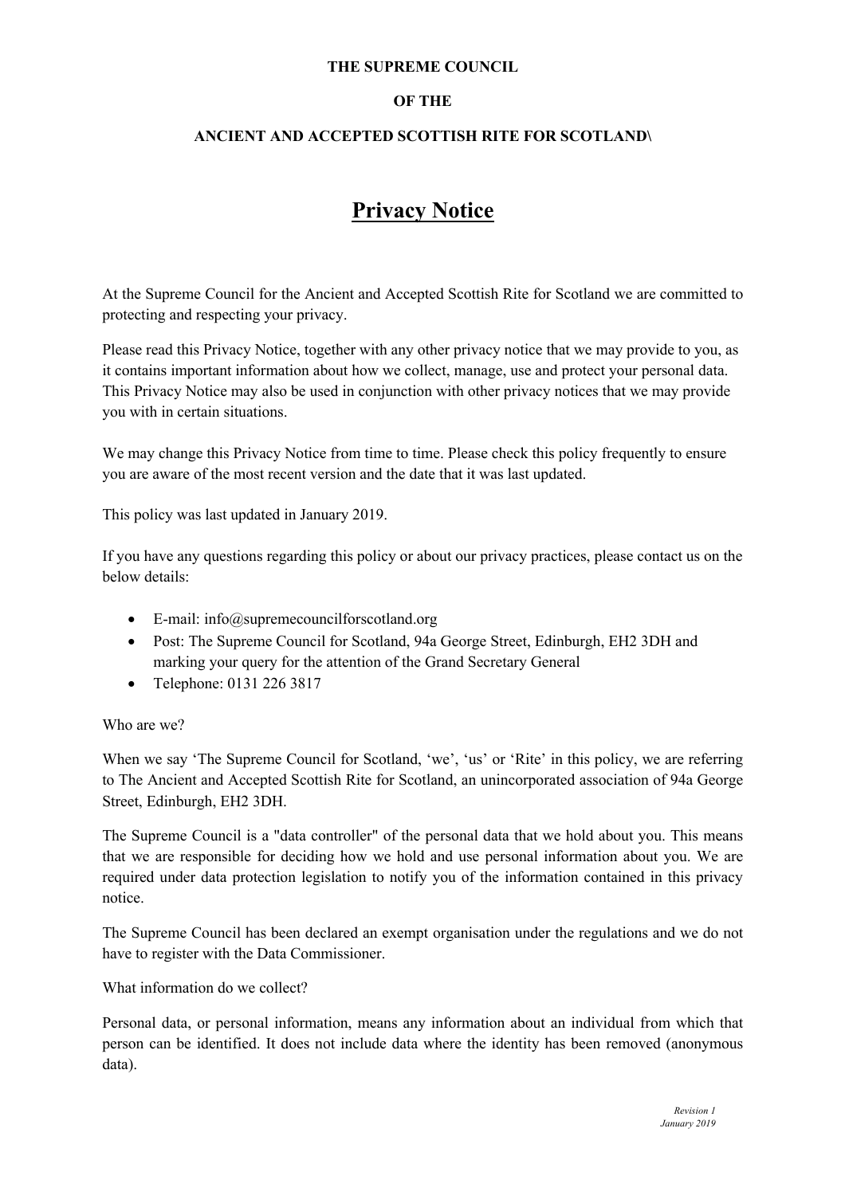**THE SUPREME COUNCIL**

**OF THE**

**ANCIENT AND ACCEPTED SCOTTISH RITE FOR SCOTLAND\**

# Privacy Notice

At the Supreme Council for the Ancient and Accepted Scottish Rite for Scotland we are committed to protecting and respecting your privacy.

Please read this Privacy Notice, together with any other privacy notice that we may provide to you, as it contains important information about how we collect, manage, use and protect your personal data. This Privacy Notice may also be used in conjunction with other privacy notices that we may provide you with in certain situations.

We may change this Privacy Notice from time to time. Please check this policy frequently to ensure you are aware of the most recent version and the date that it was last updated.

This policy was last updated in January 2019.

If you have any questions regarding this policy or about our privacy practices, please contact us on the below details:

- E-mail: info@supremecouncilforscotland.org
- Post: The Supreme Council for Scotland, 94a George Street, Edinburgh, EH2 3DH and marking your query for the attention of the Grand Secretary General
- Telephone: 0131 226 3817

Who are we?

When we say 'The Supreme Council for Scotland, 'we', 'us' or 'Rite' in this policy, we are referring to The Ancient and Accepted Scottish Rite for Scotland, an unincorporated association of 94a George Street, Edinburgh, EH2 3DH.

The Supreme Council is a "data controller" of the personal data that we hold about you. This means that we are responsible for deciding how we hold and use personal information about you. We are required under data protection legislation to notify you of the information contained in this privacy notice.

The Supreme Council has been declared an exempt organisation under the regulations and we do not have to register with the Data Commissioner.

What information do we collect?

Personal data, or personal information, means any information about an individual from which that person can be identified. It does not include data where the identity has been removed (anonymous data).

*Revision 1*
*January 2019*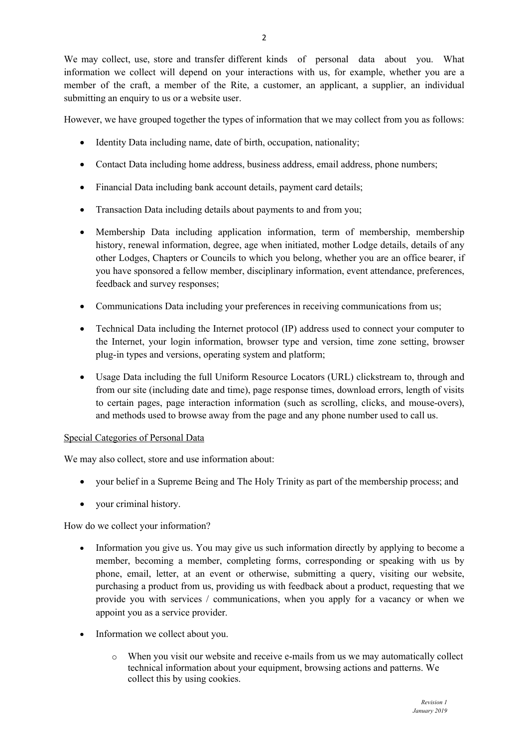We may collect, use, store and transfer different kinds of personal data about you. What information we collect will depend on your interactions with us, for example, whether you are a member of the craft, a member of the Rite, a customer, an applicant, a supplier, an individual submitting an enquiry to us or a website user.

However, we have grouped together the types of information that we may collect from you as follows:

- Identity Data including name, date of birth, occupation, nationality;
- Contact Data including home address, business address, email address, phone numbers;
- Financial Data including bank account details, payment card details;
- Transaction Data including details about payments to and from you;
- Membership Data including application information, term of membership, membership history, renewal information, degree, age when initiated, mother Lodge details, details of any other Lodges, Chapters or Councils to which you belong, whether you are an office bearer, if you have sponsored a fellow member, disciplinary information, event attendance, preferences, feedback and survey responses;
- Communications Data including your preferences in receiving communications from us;
- Technical Data including the Internet protocol (IP) address used to connect your computer to the Internet, your login information, browser type and version, time zone setting, browser plug-in types and versions, operating system and platform;
- Usage Data including the full Uniform Resource Locators (URL) clickstream to, through and from our site (including date and time), page response times, download errors, length of visits to certain pages, page interaction information (such as scrolling, clicks, and mouse-overs), and methods used to browse away from the page and any phone number used to call us.

<u>Special Categories of Personal Data</u>

We may also collect, store and use information about:

- your belief in a Supreme Being and The Holy Trinity as part of the membership process; and
- your criminal history.

How do we collect your information?

- Information you give us. You may give us such information directly by applying to become a member, becoming a member, completing forms, corresponding or speaking with us by phone, email, letter, at an event or otherwise, submitting a query, visiting our website, purchasing a product from us, providing us with feedback about a product, requesting that we provide you with services / communications, when you apply for a vacancy or when we appoint you as a service provider.
- Information we collect about you.
    - When you visit our website and receive e-mails from us we may automatically collect technical information about your equipment, browsing actions and patterns. We collect this by using cookies.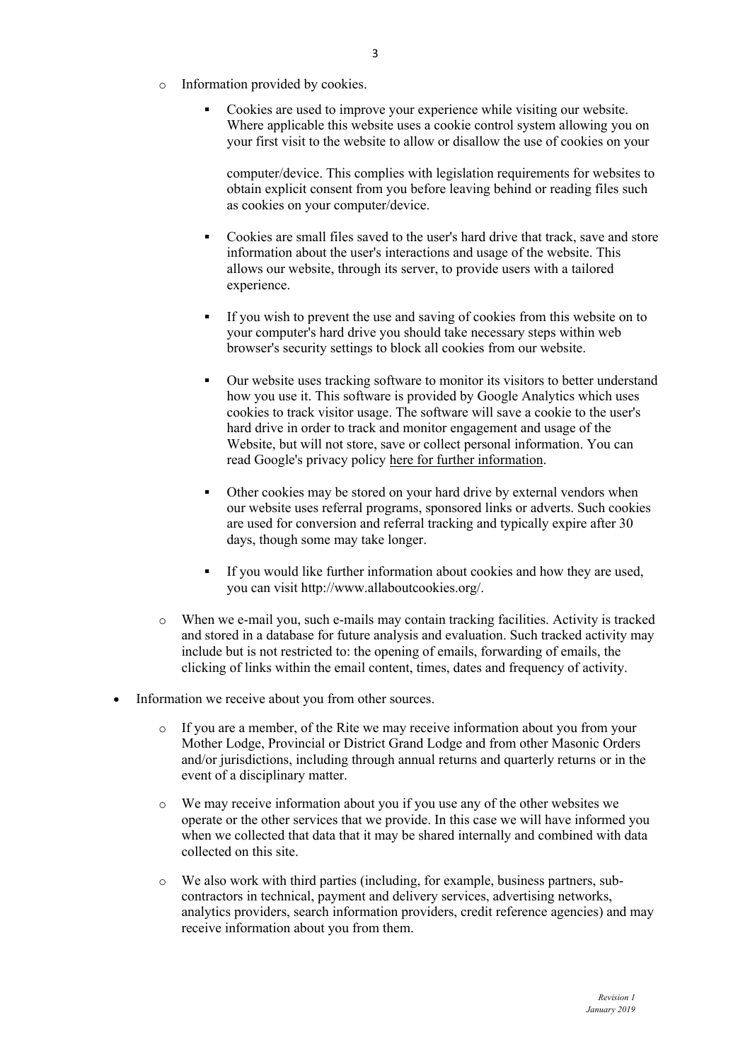- Information provided by cookies.

    - Cookies are used to improve your experience while visiting our website. Where applicable this website uses a cookie control system allowing you on your first visit to the website to allow or disallow the use of cookies on your computer/device. This complies with legislation requirements for websites to obtain explicit consent from you before leaving behind or reading files such as cookies on your computer/device.

    - Cookies are small files saved to the user's hard drive that track, save and store information about the user's interactions and usage of the website. This allows our website, through its server, to provide users with a tailored experience.

    - If you wish to prevent the use and saving of cookies from this website on to your computer's hard drive you should take necessary steps within web browser's security settings to block all cookies from our website.

    - Our website uses tracking software to monitor its visitors to better understand how you use it. This software is provided by Google Analytics which uses cookies to track visitor usage. The software will save a cookie to the user's hard drive in order to track and monitor engagement and usage of the Website, but will not store, save or collect personal information. You can read Google's privacy policy here for further information.

    - Other cookies may be stored on your hard drive by external vendors when our website uses referral programs, sponsored links or adverts. Such cookies are used for conversion and referral tracking and typically expire after 30 days, though some may take longer.

    - If you would like further information about cookies and how they are used, you can visit http://www.allaboutcookies.org/.

  - When we e-mail you, such e-mails may contain tracking facilities. Activity is tracked and stored in a database for future analysis and evaluation. Such tracked activity may include but is not restricted to: the opening of emails, forwarding of emails, the clicking of links within the email content, times, dates and frequency of activity.

- Information we receive about you from other sources.

  - If you are a member, of the Rite we may receive information about you from your Mother Lodge, Provincial or District Grand Lodge and from other Masonic Orders and/or jurisdictions, including through annual returns and quarterly returns or in the event of a disciplinary matter.

  - We may receive information about you if you use any of the other websites we operate or the other services that we provide. In this case we will have informed you when we collected that data that it may be shared internally and combined with data collected on this site.

  - We also work with third parties (including, for example, business partners, sub-contractors in technical, payment and delivery services, advertising networks, analytics providers, search information providers, credit reference agencies) and may receive information about you from them.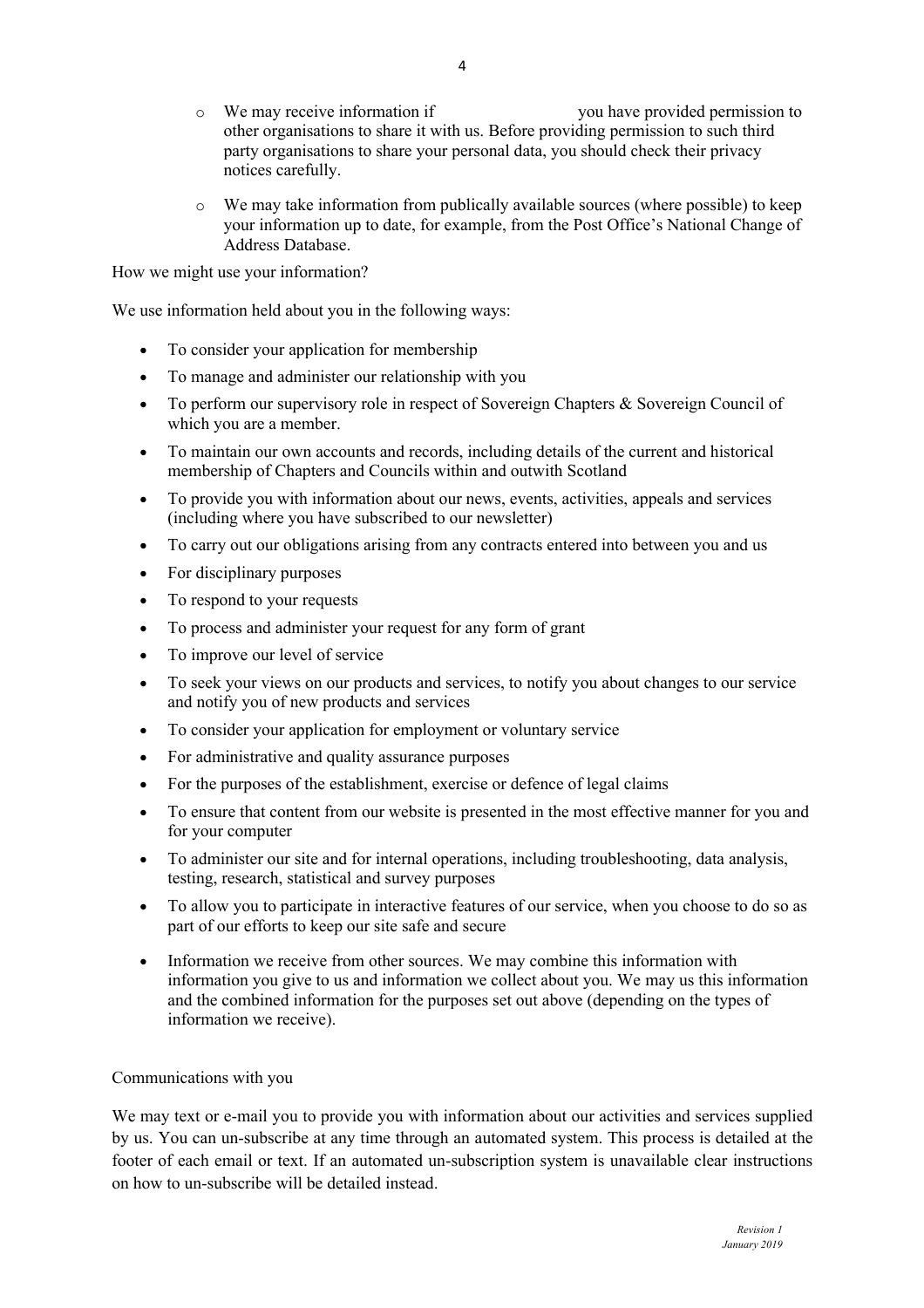- We may receive information if you have provided permission to other organisations to share it with us. Before providing permission to such third party organisations to share your personal data, you should check their privacy notices carefully.

- We may take information from publically available sources (where possible) to keep your information up to date, for example, from the Post Office's National Change of Address Database.

How we might use your information?

We use information held about you in the following ways:

- To consider your application for membership
- To manage and administer our relationship with you
- To perform our supervisory role in respect of Sovereign Chapters & Sovereign Council of which you are a member.
- To maintain our own accounts and records, including details of the current and historical membership of Chapters and Councils within and outwith Scotland
- To provide you with information about our news, events, activities, appeals and services (including where you have subscribed to our newsletter)
- To carry out our obligations arising from any contracts entered into between you and us
- For disciplinary purposes
- To respond to your requests
- To process and administer your request for any form of grant
- To improve our level of service
- To seek your views on our products and services, to notify you about changes to our service and notify you of new products and services
- To consider your application for employment or voluntary service
- For administrative and quality assurance purposes
- For the purposes of the establishment, exercise or defence of legal claims
- To ensure that content from our website is presented in the most effective manner for you and for your computer
- To administer our site and for internal operations, including troubleshooting, data analysis, testing, research, statistical and survey purposes
- To allow you to participate in interactive features of our service, when you choose to do so as part of our efforts to keep our site safe and secure
- Information we receive from other sources. We may combine this information with information you give to us and information we collect about you. We may us this information and the combined information for the purposes set out above (depending on the types of information we receive).

Communications with you

We may text or e-mail you to provide you with information about our activities and services supplied by us. You can un-subscribe at any time through an automated system. This process is detailed at the footer of each email or text. If an automated un-subscription system is unavailable clear instructions on how to un-subscribe will be detailed instead.

*Revision 1*
*January 2019*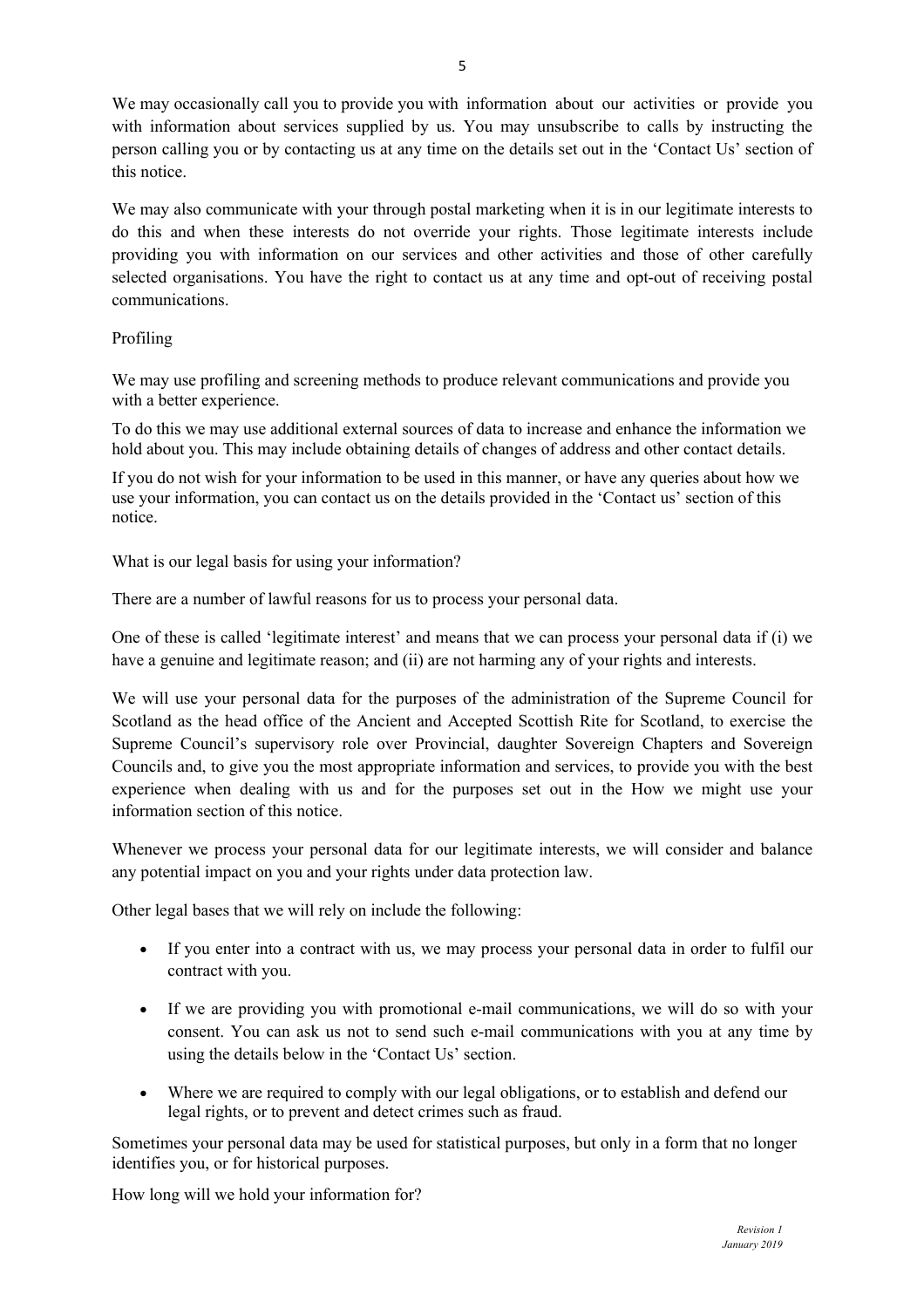We may occasionally call you to provide you with information about our activities or provide you with information about services supplied by us. You may unsubscribe to calls by instructing the person calling you or by contacting us at any time on the details set out in the 'Contact Us' section of this notice.

We may also communicate with your through postal marketing when it is in our legitimate interests to do this and when these interests do not override your rights. Those legitimate interests include providing you with information on our services and other activities and those of other carefully selected organisations. You have the right to contact us at any time and opt-out of receiving postal communications.

## Profiling

We may use profiling and screening methods to produce relevant communications and provide you with a better experience.

To do this we may use additional external sources of data to increase and enhance the information we hold about you. This may include obtaining details of changes of address and other contact details.

If you do not wish for your information to be used in this manner, or have any queries about how we use your information, you can contact us on the details provided in the 'Contact us' section of this notice.

## What is our legal basis for using your information?

There are a number of lawful reasons for us to process your personal data.

One of these is called 'legitimate interest' and means that we can process your personal data if (i) we have a genuine and legitimate reason; and (ii) are not harming any of your rights and interests.

We will use your personal data for the purposes of the administration of the Supreme Council for Scotland as the head office of the Ancient and Accepted Scottish Rite for Scotland, to exercise the Supreme Council's supervisory role over Provincial, daughter Sovereign Chapters and Sovereign Councils and, to give you the most appropriate information and services, to provide you with the best experience when dealing with us and for the purposes set out in the How we might use your information section of this notice.

Whenever we process your personal data for our legitimate interests, we will consider and balance any potential impact on you and your rights under data protection law.

Other legal bases that we will rely on include the following:

- If you enter into a contract with us, we may process your personal data in order to fulfil our contract with you.
- If we are providing you with promotional e-mail communications, we will do so with your consent. You can ask us not to send such e-mail communications with you at any time by using the details below in the 'Contact Us' section.
- Where we are required to comply with our legal obligations, or to establish and defend our legal rights, or to prevent and detect crimes such as fraud.

Sometimes your personal data may be used for statistical purposes, but only in a form that no longer identifies you, or for historical purposes.

## How long will we hold your information for?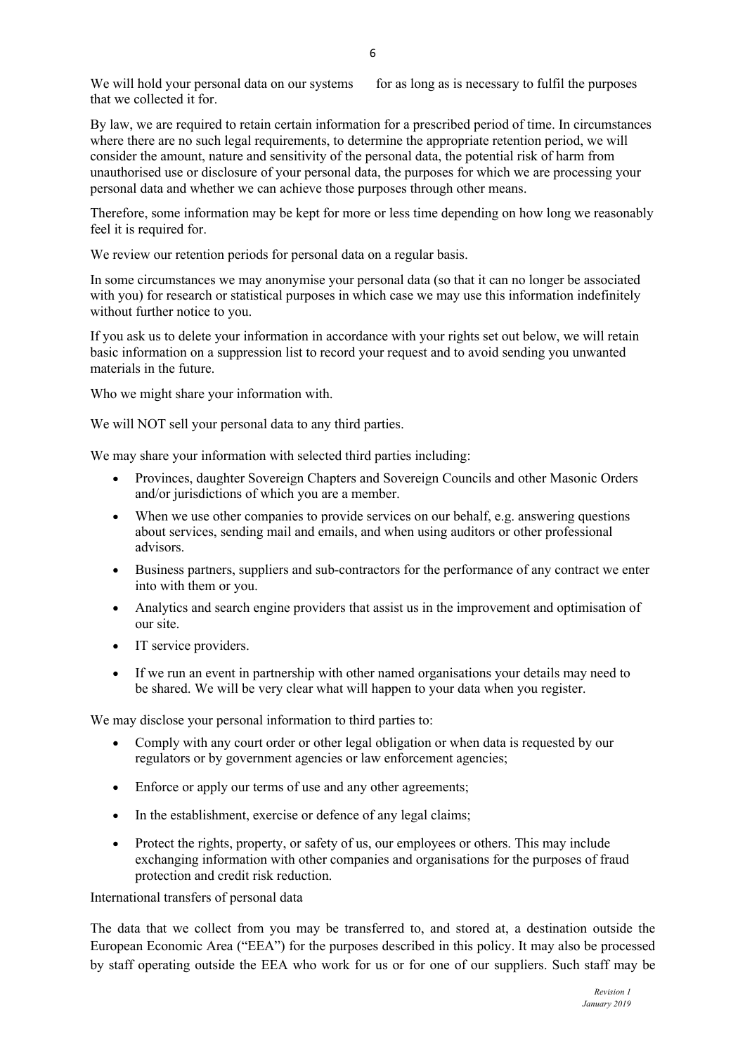We will hold your personal data on our systems for as long as is necessary to fulfil the purposes that we collected it for.

By law, we are required to retain certain information for a prescribed period of time. In circumstances where there are no such legal requirements, to determine the appropriate retention period, we will consider the amount, nature and sensitivity of the personal data, the potential risk of harm from unauthorised use or disclosure of your personal data, the purposes for which we are processing your personal data and whether we can achieve those purposes through other means.

Therefore, some information may be kept for more or less time depending on how long we reasonably feel it is required for.

We review our retention periods for personal data on a regular basis.

In some circumstances we may anonymise your personal data (so that it can no longer be associated with you) for research or statistical purposes in which case we may use this information indefinitely without further notice to you.

If you ask us to delete your information in accordance with your rights set out below, we will retain basic information on a suppression list to record your request and to avoid sending you unwanted materials in the future.

Who we might share your information with.

We will NOT sell your personal data to any third parties.

We may share your information with selected third parties including:

- Provinces, daughter Sovereign Chapters and Sovereign Councils and other Masonic Orders and/or jurisdictions of which you are a member.
- When we use other companies to provide services on our behalf, e.g. answering questions about services, sending mail and emails, and when using auditors or other professional advisors.
- Business partners, suppliers and sub-contractors for the performance of any contract we enter into with them or you.
- Analytics and search engine providers that assist us in the improvement and optimisation of our site.
- IT service providers.
- If we run an event in partnership with other named organisations your details may need to be shared. We will be very clear what will happen to your data when you register.

We may disclose your personal information to third parties to:

- Comply with any court order or other legal obligation or when data is requested by our regulators or by government agencies or law enforcement agencies;
- Enforce or apply our terms of use and any other agreements;
- In the establishment, exercise or defence of any legal claims;
- Protect the rights, property, or safety of us, our employees or others. This may include exchanging information with other companies and organisations for the purposes of fraud protection and credit risk reduction.

International transfers of personal data

The data that we collect from you may be transferred to, and stored at, a destination outside the European Economic Area ("EEA") for the purposes described in this policy. It may also be processed by staff operating outside the EEA who work for us or for one of our suppliers. Such staff may be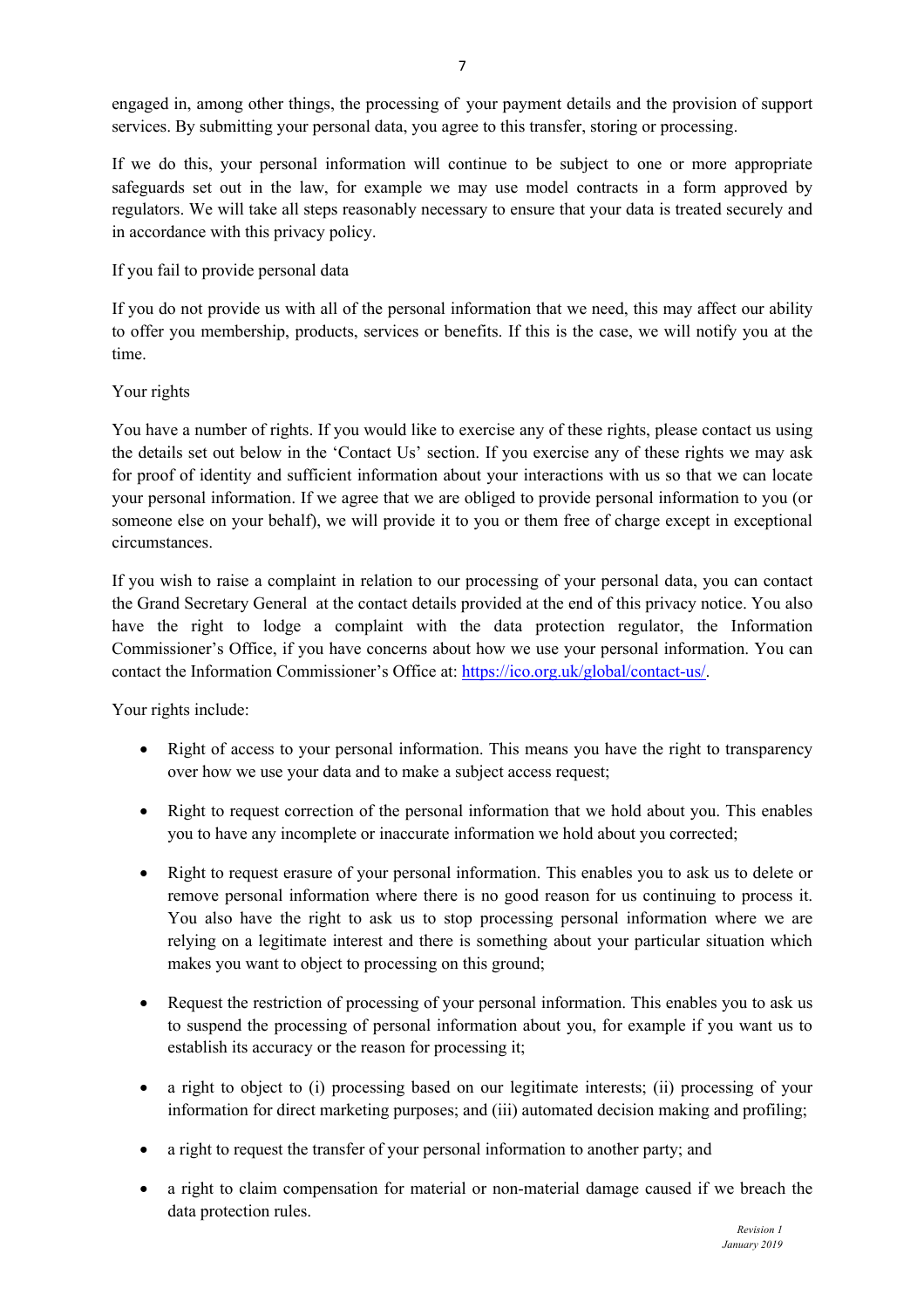engaged in, among other things, the processing of your payment details and the provision of support services. By submitting your personal data, you agree to this transfer, storing or processing.

If we do this, your personal information will continue to be subject to one or more appropriate safeguards set out in the law, for example we may use model contracts in a form approved by regulators. We will take all steps reasonably necessary to ensure that your data is treated securely and in accordance with this privacy policy.

If you fail to provide personal data

If you do not provide us with all of the personal information that we need, this may affect our ability to offer you membership, products, services or benefits. If this is the case, we will notify you at the time.

Your rights

You have a number of rights. If you would like to exercise any of these rights, please contact us using the details set out below in the 'Contact Us' section. If you exercise any of these rights we may ask for proof of identity and sufficient information about your interactions with us so that we can locate your personal information. If we agree that we are obliged to provide personal information to you (or someone else on your behalf), we will provide it to you or them free of charge except in exceptional circumstances.

If you wish to raise a complaint in relation to our processing of your personal data, you can contact the Grand Secretary General at the contact details provided at the end of this privacy notice. You also have the right to lodge a complaint with the data protection regulator, the Information Commissioner's Office, if you have concerns about how we use your personal information. You can contact the Information Commissioner's Office at: https://ico.org.uk/global/contact-us/.

Your rights include:

- Right of access to your personal information. This means you have the right to transparency over how we use your data and to make a subject access request;
- Right to request correction of the personal information that we hold about you. This enables you to have any incomplete or inaccurate information we hold about you corrected;
- Right to request erasure of your personal information. This enables you to ask us to delete or remove personal information where there is no good reason for us continuing to process it. You also have the right to ask us to stop processing personal information where we are relying on a legitimate interest and there is something about your particular situation which makes you want to object to processing on this ground;
- Request the restriction of processing of your personal information. This enables you to ask us to suspend the processing of personal information about you, for example if you want us to establish its accuracy or the reason for processing it;
- a right to object to (i) processing based on our legitimate interests; (ii) processing of your information for direct marketing purposes; and (iii) automated decision making and profiling;
- a right to request the transfer of your personal information to another party; and
- a right to claim compensation for material or non-material damage caused if we breach the data protection rules.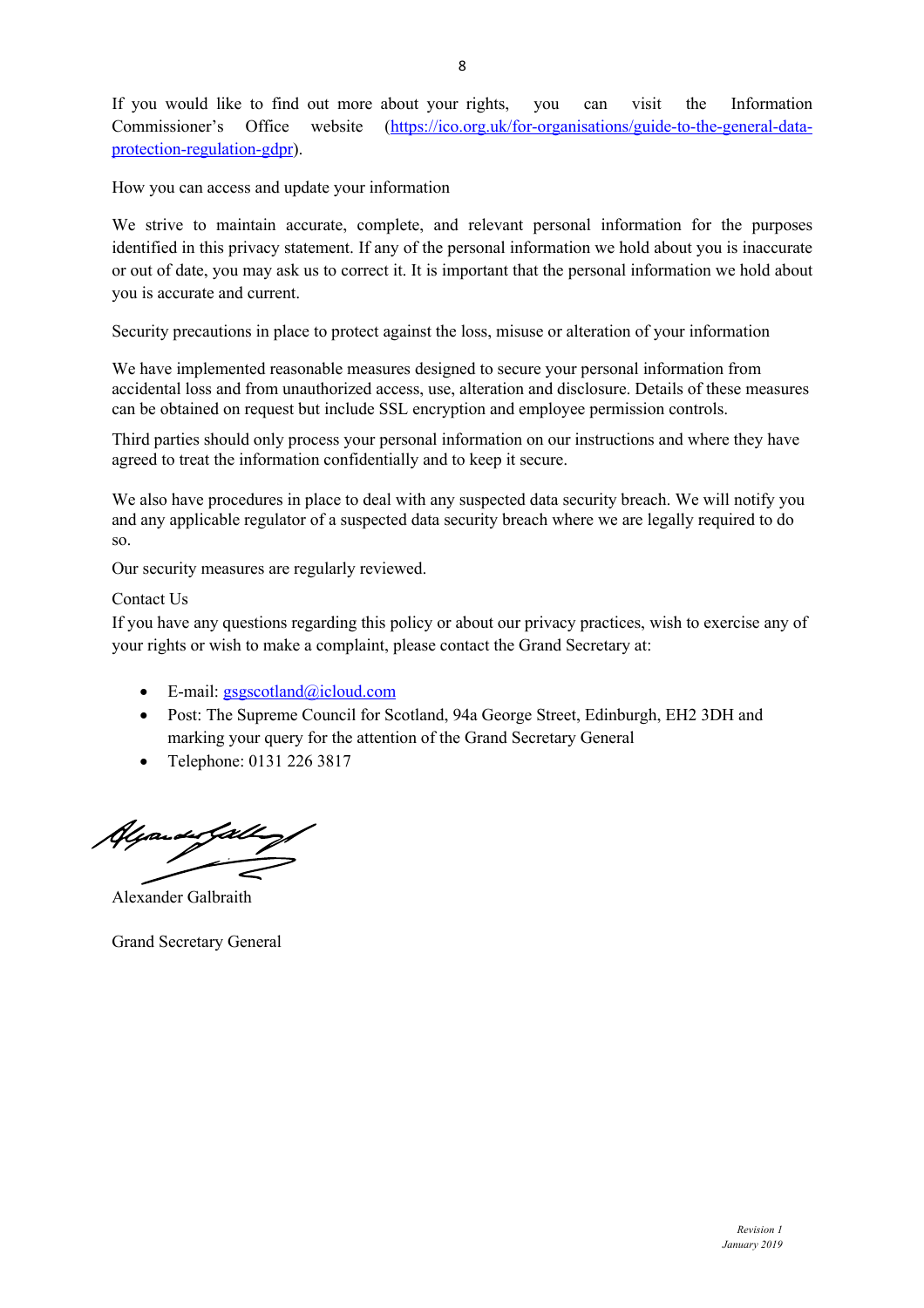If you would like to find out more about your rights, you can visit the Information Commissioner's Office website (https://ico.org.uk/for-organisations/guide-to-the-general-data-protection-regulation-gdpr).

How you can access and update your information

We strive to maintain accurate, complete, and relevant personal information for the purposes identified in this privacy statement. If any of the personal information we hold about you is inaccurate or out of date, you may ask us to correct it. It is important that the personal information we hold about you is accurate and current.

Security precautions in place to protect against the loss, misuse or alteration of your information

We have implemented reasonable measures designed to secure your personal information from accidental loss and from unauthorized access, use, alteration and disclosure. Details of these measures can be obtained on request but include SSL encryption and employee permission controls.

Third parties should only process your personal information on our instructions and where they have agreed to treat the information confidentially and to keep it secure.

We also have procedures in place to deal with any suspected data security breach. We will notify you and any applicable regulator of a suspected data security breach where we are legally required to do so.

Our security measures are regularly reviewed.

Contact Us

If you have any questions regarding this policy or about our privacy practices, wish to exercise any of your rights or wish to make a complaint, please contact the Grand Secretary at:

- E-mail: gsgscotland@icloud.com
- Post: The Supreme Council for Scotland, 94a George Street, Edinburgh, EH2 3DH and marking your query for the attention of the Grand Secretary General
- Telephone: 0131 226 3817

Alexander Galbraith

Grand Secretary General

*Revision 1*
*January 2019*